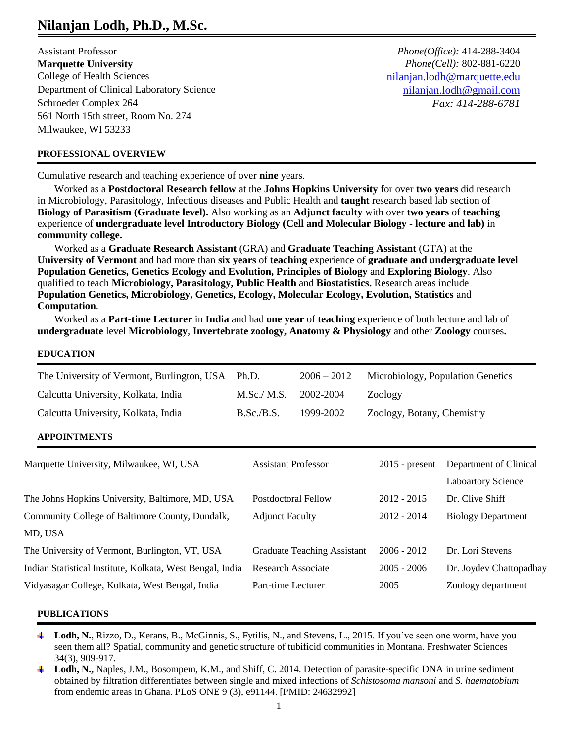# Nilanjan Lodh, Ph.D., M.Sc.

Assistant Professor
**Marquette University**
College of Health Sciences
Department of Clinical Laboratory Science
Schroeder Complex 264
561 North 15th street, Room No. 274
Milwaukee, WI 53233

*Phone(Office):* 414-288-3404
*Phone(Cell):* 802-881-6220
nilanjan.lodh@marquette.edu
nilanjan.lodh@gmail.com
*Fax: 414-288-6781*

## PROFESSIONAL OVERVIEW

Cumulative research and teaching experience of over **nine** years.

Worked as a **Postdoctoral Research fellow** at the **Johns Hopkins University** for over **two years** did research in Microbiology, Parasitology, Infectious diseases and Public Health and **taught** research based lab section of **Biology of Parasitism (Graduate level).** Also working as an **Adjunct faculty** with over **two years** of **teaching** experience of **undergraduate level Introductory Biology (Cell and Molecular Biology - lecture and lab)** in **community college.**

Worked as a **Graduate Research Assistant** (GRA) and **Graduate Teaching Assistant** (GTA) at the **University of Vermont** and had more than **six years** of **teaching** experience of **graduate and undergraduate level Population Genetics, Genetics Ecology and Evolution, Principles of Biology** and **Exploring Biology**. Also qualified to teach **Microbiology, Parasitology, Public Health** and **Biostatistics.** Research areas include **Population Genetics, Microbiology, Genetics, Ecology, Molecular Ecology, Evolution, Statistics** and **Computation**.

Worked as a **Part-time Lecturer** in **India** and had **one year** of **teaching** experience of both lecture and lab of **undergraduate** level **Microbiology**, **Invertebrate zoology, Anatomy & Physiology** and other **Zoology** courses**.**

## EDUCATION

| | | | |
|---|---|---|---|
| The University of Vermont, Burlington, USA | Ph.D. | 2006 – 2012 | Microbiology, Population Genetics |
| Calcutta University, Kolkata, India | M.Sc./ M.S. | 2002-2004 | Zoology |
| Calcutta University, Kolkata, India | B.Sc./B.S. | 1999-2002 | Zoology, Botany, Chemistry |

## APPOINTMENTS

| | | | |
|---|---|---|---|
| Marquette University, Milwaukee, WI, USA | Assistant Professor | 2015 - present | Department of Clinical Laboartory Science |
| The Johns Hopkins University, Baltimore, MD, USA | Postdoctoral Fellow | 2012 - 2015 | Dr. Clive Shiff |
| Community College of Baltimore County, Dundalk, MD, USA | Adjunct Faculty | 2012 - 2014 | Biology Department |
| The University of Vermont, Burlington, VT, USA | Graduate Teaching Assistant | 2006 - 2012 | Dr. Lori Stevens |
| Indian Statistical Institute, Kolkata, West Bengal, India | Research Associate | 2005 - 2006 | Dr. Joydev Chattopadhay |
| Vidyasagar College, Kolkata, West Bengal, India | Part-time Lecturer | 2005 | Zoology department |

## PUBLICATIONS

- **Lodh, N.**, Rizzo, D., Kerans, B., McGinnis, S., Fytilis, N., and Stevens, L., 2015. If you've seen one worm, have you seen them all? Spatial, community and genetic structure of tubificid communities in Montana. Freshwater Sciences 34(3), 909-917.
- **Lodh, N.,** Naples, J.M., Bosompem, K.M., and Shiff, C. 2014. Detection of parasite-specific DNA in urine sediment obtained by filtration differentiates between single and mixed infections of *Schistosoma mansoni* and *S. haematobium* from endemic areas in Ghana. PLoS ONE 9 (3), e91144. [PMID: 24632992]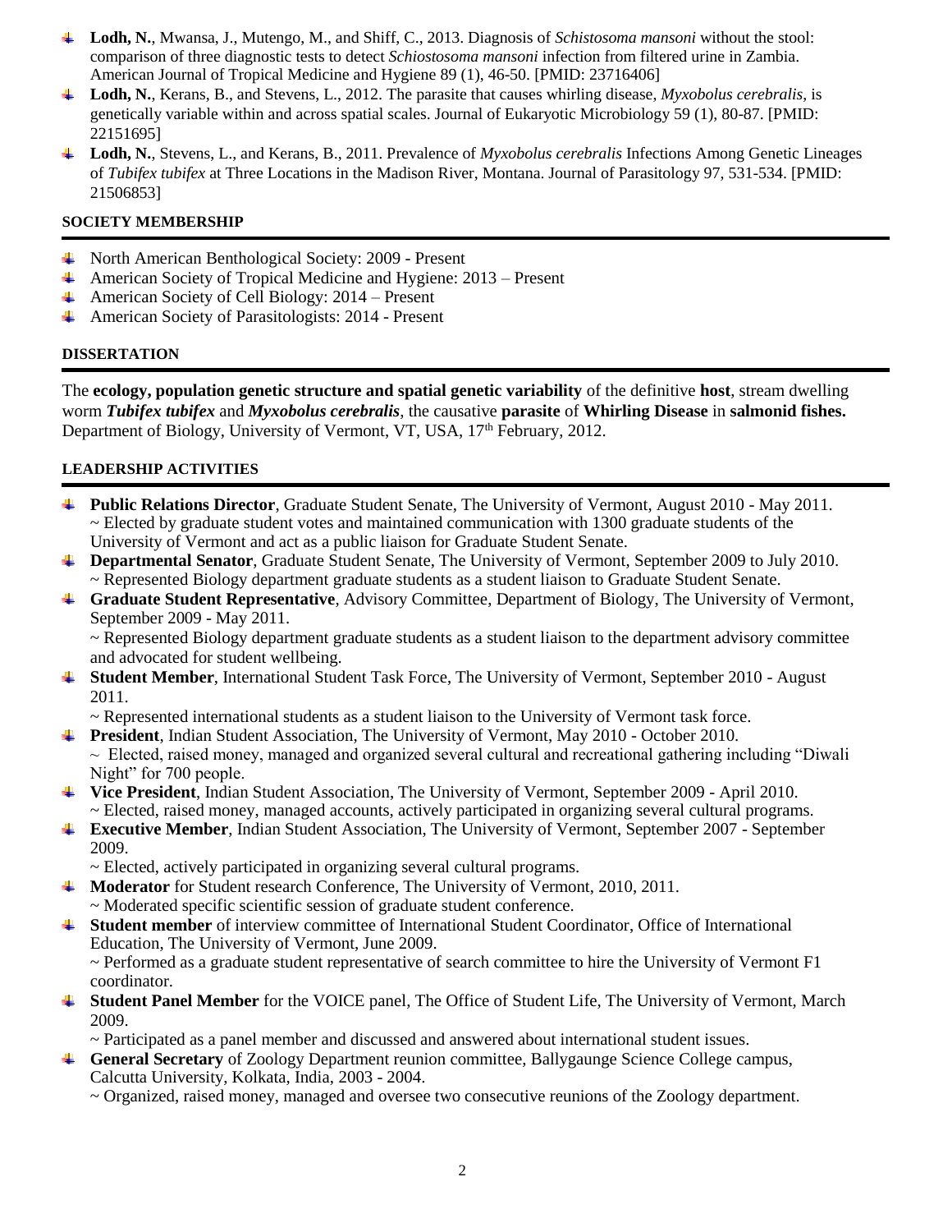- **Lodh, N.**, Mwansa, J., Mutengo, M., and Shiff, C., 2013. Diagnosis of *Schistosoma mansoni* without the stool: comparison of three diagnostic tests to detect *Schiostosoma mansoni* infection from filtered urine in Zambia. American Journal of Tropical Medicine and Hygiene 89 (1), 46-50. [PMID: 23716406]
- **Lodh, N.**, Kerans, B., and Stevens, L., 2012. The parasite that causes whirling disease, *Myxobolus cerebralis*, is genetically variable within and across spatial scales. Journal of Eukaryotic Microbiology 59 (1), 80-87. [PMID: 22151695]
- **Lodh, N.**, Stevens, L., and Kerans, B., 2011. Prevalence of *Myxobolus cerebralis* Infections Among Genetic Lineages of *Tubifex tubifex* at Three Locations in the Madison River, Montana. Journal of Parasitology 97, 531-534. [PMID: 21506853]

## SOCIETY MEMBERSHIP

- North American Benthological Society: 2009 - Present
- American Society of Tropical Medicine and Hygiene: 2013 – Present
- American Society of Cell Biology: 2014 – Present
- American Society of Parasitologists: 2014 - Present

## DISSERTATION

The **ecology, population genetic structure and spatial genetic variability** of the definitive **host**, stream dwelling worm ***Tubifex tubifex*** and ***Myxobolus cerebralis***, the causative **parasite** of **Whirling Disease** in **salmonid fishes.** Department of Biology, University of Vermont, VT, USA, 17th February, 2012.

## LEADERSHIP ACTIVITIES

- **Public Relations Director**, Graduate Student Senate, The University of Vermont, August 2010 - May 2011.
  ~ Elected by graduate student votes and maintained communication with 1300 graduate students of the University of Vermont and act as a public liaison for Graduate Student Senate.
- **Departmental Senator**, Graduate Student Senate, The University of Vermont, September 2009 to July 2010.
  ~ Represented Biology department graduate students as a student liaison to Graduate Student Senate.
- **Graduate Student Representative**, Advisory Committee, Department of Biology, The University of Vermont, September 2009 - May 2011.
  ~ Represented Biology department graduate students as a student liaison to the department advisory committee and advocated for student wellbeing.
- **Student Member**, International Student Task Force, The University of Vermont, September 2010 - August 2011.
  ~ Represented international students as a student liaison to the University of Vermont task force.
- **President**, Indian Student Association, The University of Vermont, May 2010 - October 2010.
  ~ Elected, raised money, managed and organized several cultural and recreational gathering including "Diwali Night" for 700 people.
- **Vice President**, Indian Student Association, The University of Vermont, September 2009 - April 2010.
  ~ Elected, raised money, managed accounts, actively participated in organizing several cultural programs.
- **Executive Member**, Indian Student Association, The University of Vermont, September 2007 - September 2009.
  ~ Elected, actively participated in organizing several cultural programs.
- **Moderator** for Student research Conference, The University of Vermont, 2010, 2011.
  ~ Moderated specific scientific session of graduate student conference.
- **Student member** of interview committee of International Student Coordinator, Office of International Education, The University of Vermont, June 2009.
  ~ Performed as a graduate student representative of search committee to hire the University of Vermont F1 coordinator.
- **Student Panel Member** for the VOICE panel, The Office of Student Life, The University of Vermont, March 2009.
  ~ Participated as a panel member and discussed and answered about international student issues.
- **General Secretary** of Zoology Department reunion committee, Ballygaunge Science College campus, Calcutta University, Kolkata, India, 2003 - 2004.
  ~ Organized, raised money, managed and oversee two consecutive reunions of the Zoology department.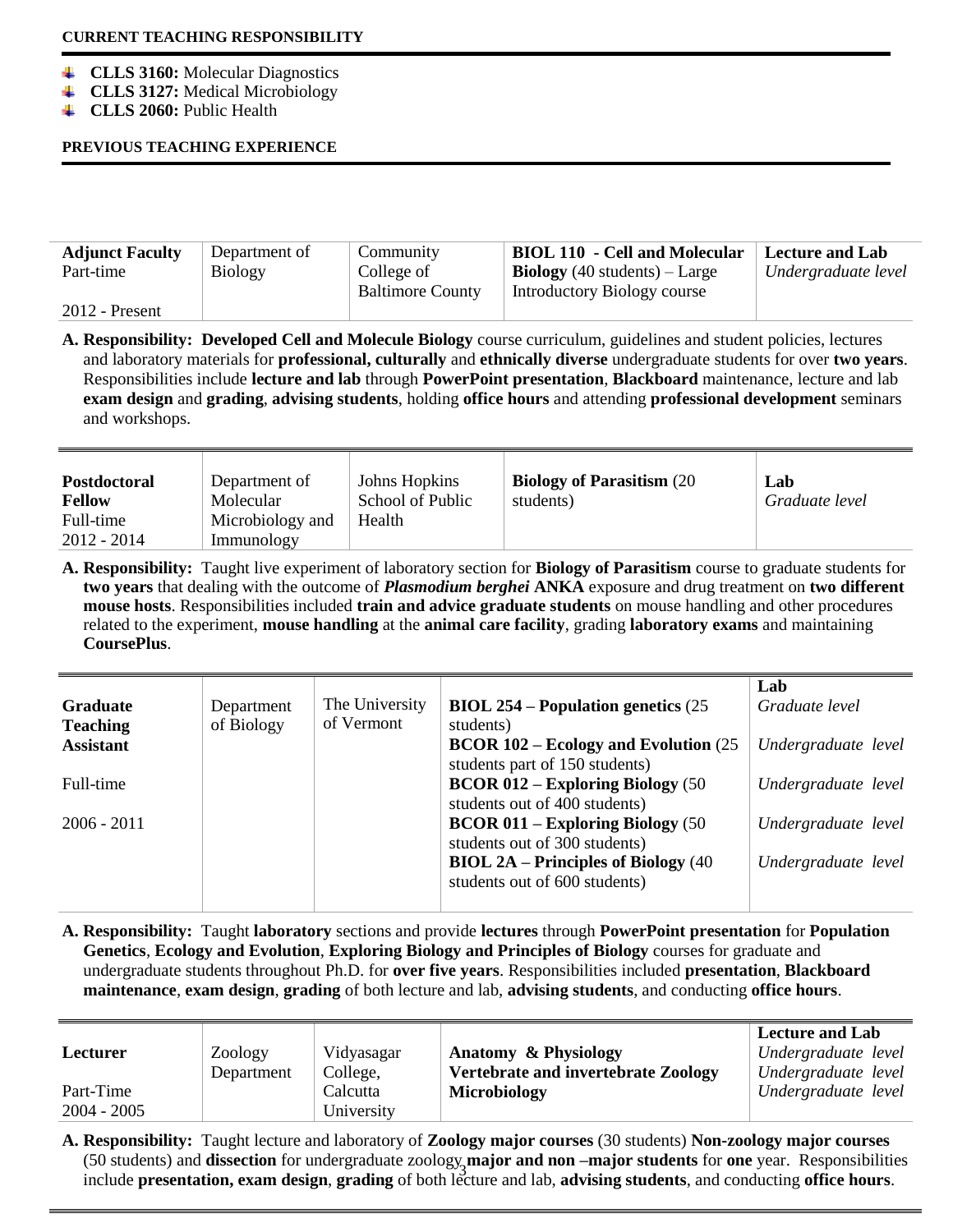**CURRENT TEACHING RESPONSIBILITY**

- **CLLS 3160:** Molecular Diagnostics
- **CLLS 3127:** Medical Microbiology
- **CLLS 2060:** Public Health

**PREVIOUS TEACHING EXPERIENCE**

| | | | | |
|---|---|---|---|---|
| **Adjunct Faculty**<br>Part-time<br><br>2012 - Present | Department of Biology | Community College of Baltimore County | **BIOL 110 - Cell and Molecular Biology** (40 students) – Large Introductory Biology course | **Lecture and Lab**<br>*Undergraduate level* |

**A. Responsibility: Developed Cell and Molecule Biology** course curriculum, guidelines and student policies, lectures and laboratory materials for **professional, culturally** and **ethnically diverse** undergraduate students for over **two years**. Responsibilities include **lecture and lab** through **PowerPoint presentation**, **Blackboard** maintenance, lecture and lab **exam design** and **grading**, **advising students**, holding **office hours** and attending **professional development** seminars and workshops.

| | | | | |
|---|---|---|---|---|
| **Postdoctoral Fellow**<br>Full-time<br>2012 - 2014 | Department of Molecular Microbiology and Immunology | Johns Hopkins School of Public Health | **Biology of Parasitism** (20 students) | **Lab**<br>*Graduate level* |

**A. Responsibility:** Taught live experiment of laboratory section for **Biology of Parasitism** course to graduate students for **two years** that dealing with the outcome of ***Plasmodium berghei*** **ANKA** exposure and drug treatment on **two different mouse hosts**. Responsibilities included **train and advice graduate students** on mouse handling and other procedures related to the experiment, **mouse handling** at the **animal care facility**, grading **laboratory exams** and maintaining **CoursePlus**.

| | | | | |
|---|---|---|---|---|
| **Graduate Teaching Assistant**<br><br>Full-time<br><br>2006 - 2011 | Department of Biology | The University of Vermont | **BIOL 254 – Population genetics** (25 students)<br>**BCOR 102 – Ecology and Evolution** (25 students part of 150 students)<br>**BCOR 012 – Exploring Biology** (50 students out of 400 students)<br>**BCOR 011 – Exploring Biology** (50 students out of 300 students)<br>**BIOL 2A – Principles of Biology** (40 students out of 600 students) | **Lab**<br>*Graduate level*<br>*Undergraduate level*<br>*Undergraduate level*<br>*Undergraduate level*<br>*Undergraduate level* |

**A. Responsibility:** Taught **laboratory** sections and provide **lectures** through **PowerPoint presentation** for **Population Genetics**, **Ecology and Evolution**, **Exploring Biology and Principles of Biology** courses for graduate and undergraduate students throughout Ph.D. for **over five years**. Responsibilities included **presentation**, **Blackboard maintenance**, **exam design**, **grading** of both lecture and lab, **advising students**, and conducting **office hours**.

| | | | | |
|---|---|---|---|---|
| **Lecturer**<br><br>Part-Time<br>2004 - 2005 | Zoology Department | Vidyasagar College, Calcutta University | **Anatomy & Physiology**<br>**Vertebrate and invertebrate Zoology**<br>**Microbiology** | **Lecture and Lab**<br>*Undergraduate level*<br>*Undergraduate level*<br>*Undergraduate level* |

**A. Responsibility:** Taught lecture and laboratory of **Zoology major courses** (30 students) **Non-zoology major courses** (50 students) and **dissection** for undergraduate zoology **major and non –major students** for **one** year. Responsibilities include **presentation, exam design**, **grading** of both lecture and lab, **advising students**, and conducting **office hours**.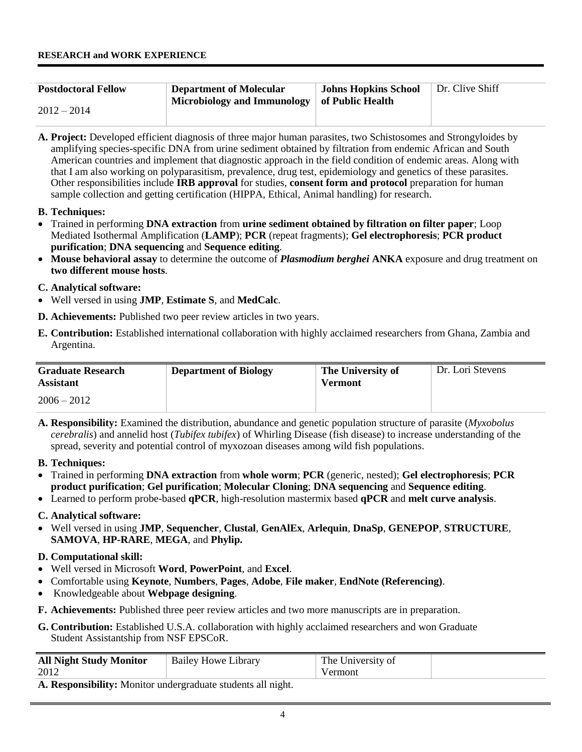**RESEARCH and WORK EXPERIENCE**

| | | | |
|---|---|---|---|
| **Postdoctoral Fellow**<br>2012 – 2014 | **Department of Molecular Microbiology and Immunology** | **Johns Hopkins School of Public Health** | Dr. Clive Shiff |

**A. Project:** Developed efficient diagnosis of three major human parasites, two Schistosomes and Strongyloides by amplifying species-specific DNA from urine sediment obtained by filtration from endemic African and South American countries and implement that diagnostic approach in the field condition of endemic areas. Along with that I am also working on polyparasitism, prevalence, drug test, epidemiology and genetics of these parasites. Other responsibilities include **IRB approval** for studies, **consent form and protocol** preparation for human sample collection and getting certification (HIPPA, Ethical, Animal handling) for research.

**B. Techniques:**

- Trained in performing **DNA extraction** from **urine sediment obtained by filtration on filter paper**; Loop Mediated Isothermal Amplification (**LAMP**); **PCR** (repeat fragments); **Gel electrophoresis**; **PCR product purification**; **DNA sequencing** and **Sequence editing**.
- **Mouse behavioral assay** to determine the outcome of ***Plasmodium berghei*** **ANKA** exposure and drug treatment on **two different mouse hosts**.

**C. Analytical software:**

- Well versed in using **JMP**, **Estimate S**, and **MedCalc**.

**D. Achievements:** Published two peer review articles in two years.

**E. Contribution:** Established international collaboration with highly acclaimed researchers from Ghana, Zambia and Argentina.

| | | | |
|---|---|---|---|
| **Graduate Research Assistant**<br>2006 – 2012 | **Department of Biology** | **The University of Vermont** | Dr. Lori Stevens |

**A. Responsibility:** Examined the distribution, abundance and genetic population structure of parasite (*Myxobolus cerebralis*) and annelid host (*Tubifex tubifex*) of Whirling Disease (fish disease) to increase understanding of the spread, severity and potential control of myxozoan diseases among wild fish populations.

**B. Techniques:**

- Trained in performing **DNA extraction** from **whole worm**; **PCR** (generic, nested); **Gel electrophoresis**; **PCR product purification**; **Gel purification**; **Molecular Cloning**; **DNA sequencing** and **Sequence editing**.
- Learned to perform probe-based **qPCR**, high-resolution mastermix based **qPCR** and **melt curve analysis**.

**C. Analytical software:**

- Well versed in using **JMP**, **Sequencher**, **Clustal**, **GenAlEx**, **Arlequin**, **DnaSp**, **GENEPOP**, **STRUCTURE**, **SAMOVA**, **HP-RARE**, **MEGA**, and **Phylip.**

**D. Computational skill:**

- Well versed in Microsoft **Word**, **PowerPoint**, and **Excel**.
- Comfortable using **Keynote**, **Numbers**, **Pages**, **Adobe**, **File maker**, **EndNote (Referencing)**.
- Knowledgeable about **Webpage designing**.

**F. Achievements:** Published three peer review articles and two more manuscripts are in preparation.

**G. Contribution:** Established U.S.A. collaboration with highly acclaimed researchers and won Graduate Student Assistantship from NSF EPSCoR.

| | | | |
|---|---|---|---|
| **All Night Study Monitor**<br>2012 | Bailey Howe Library | The University of Vermont | |

**A. Responsibility:** Monitor undergraduate students all night.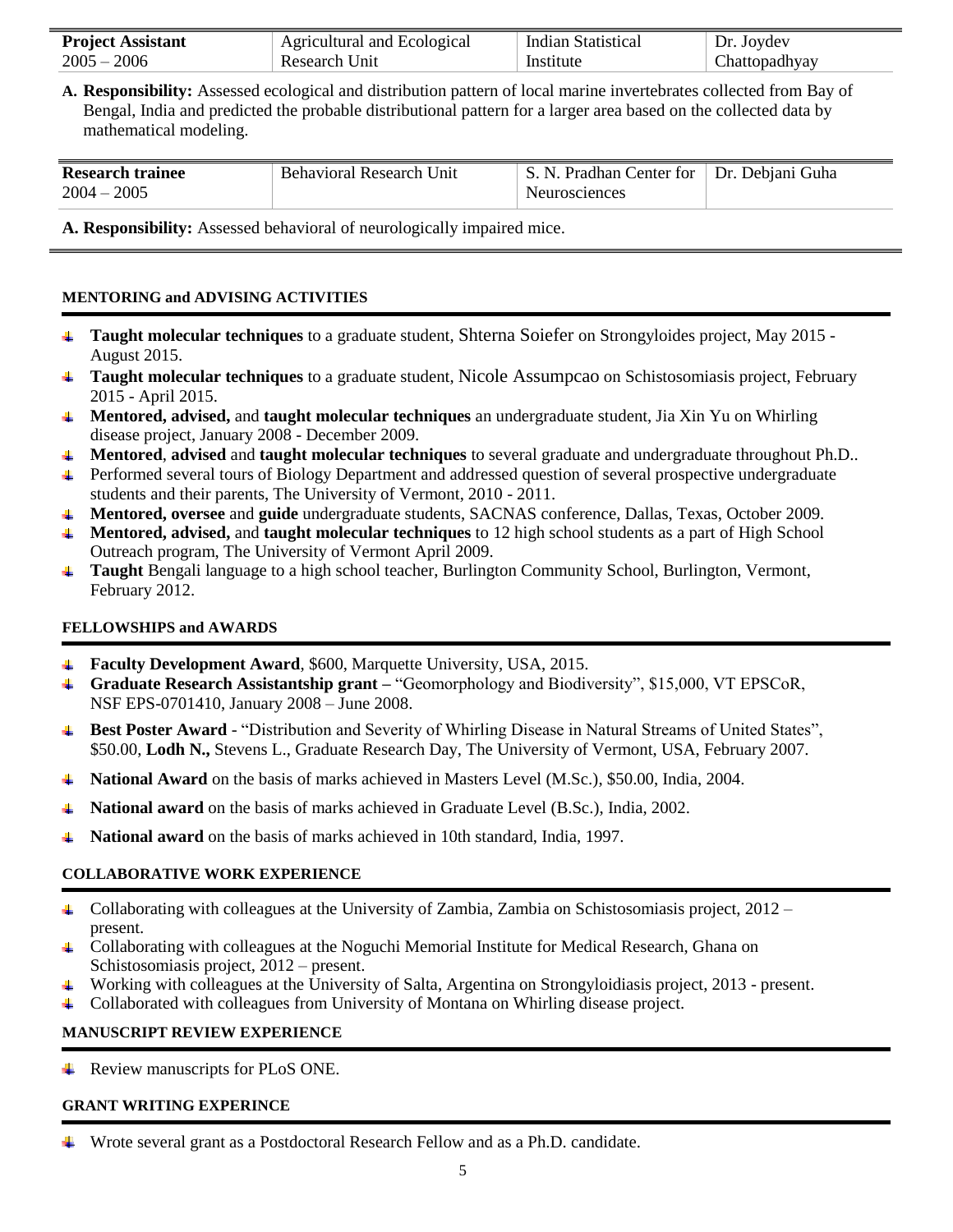| | | | |
|---|---|---|---|
| **Project Assistant** 2005 – 2006 | Agricultural and Ecological Research Unit | Indian Statistical Institute | Dr. Joydev Chattopadhyay |

**A. Responsibility:** Assessed ecological and distribution pattern of local marine invertebrates collected from Bay of Bengal, India and predicted the probable distributional pattern for a larger area based on the collected data by mathematical modeling.

| | | | |
|---|---|---|---|
| **Research trainee** 2004 – 2005 | Behavioral Research Unit | S. N. Pradhan Center for Neurosciences | Dr. Debjani Guha |

**A. Responsibility:** Assessed behavioral of neurologically impaired mice.

## MENTORING and ADVISING ACTIVITIES

- **Taught molecular techniques** to a graduate student, Shterna Soiefer on Strongyloides project, May 2015 - August 2015.
- **Taught molecular techniques** to a graduate student, Nicole Assumpcao on Schistosomiasis project, February 2015 - April 2015.
- **Mentored, advised,** and **taught molecular techniques** an undergraduate student, Jia Xin Yu on Whirling disease project, January 2008 - December 2009.
- **Mentored**, **advised** and **taught molecular techniques** to several graduate and undergraduate throughout Ph.D..
- Performed several tours of Biology Department and addressed question of several prospective undergraduate students and their parents, The University of Vermont, 2010 - 2011.
- **Mentored, oversee** and **guide** undergraduate students, SACNAS conference, Dallas, Texas, October 2009.
- **Mentored, advised,** and **taught molecular techniques** to 12 high school students as a part of High School Outreach program, The University of Vermont April 2009.
- **Taught** Bengali language to a high school teacher, Burlington Community School, Burlington, Vermont, February 2012.

## FELLOWSHIPS and AWARDS

- **Faculty Development Award**, $600, Marquette University, USA, 2015.
- **Graduate Research Assistantship grant –** "Geomorphology and Biodiversity", $15,000, VT EPSCoR, NSF EPS-0701410, January 2008 – June 2008.
- **Best Poster Award** - "Distribution and Severity of Whirling Disease in Natural Streams of United States", $50.00, **Lodh N.,** Stevens L., Graduate Research Day, The University of Vermont, USA, February 2007.
- **National Award** on the basis of marks achieved in Masters Level (M.Sc.), $50.00, India, 2004.
- **National award** on the basis of marks achieved in Graduate Level (B.Sc.), India, 2002.
- **National award** on the basis of marks achieved in 10th standard, India, 1997.

## COLLABORATIVE WORK EXPERIENCE

- Collaborating with colleagues at the University of Zambia, Zambia on Schistosomiasis project, 2012 – present.
- Collaborating with colleagues at the Noguchi Memorial Institute for Medical Research, Ghana on Schistosomiasis project, 2012 – present.
- Working with colleagues at the University of Salta, Argentina on Strongyloidiasis project, 2013 - present.
- Collaborated with colleagues from University of Montana on Whirling disease project.

## MANUSCRIPT REVIEW EXPERIENCE

- Review manuscripts for PLoS ONE.

## GRANT WRITING EXPERINCE

- Wrote several grant as a Postdoctoral Research Fellow and as a Ph.D. candidate.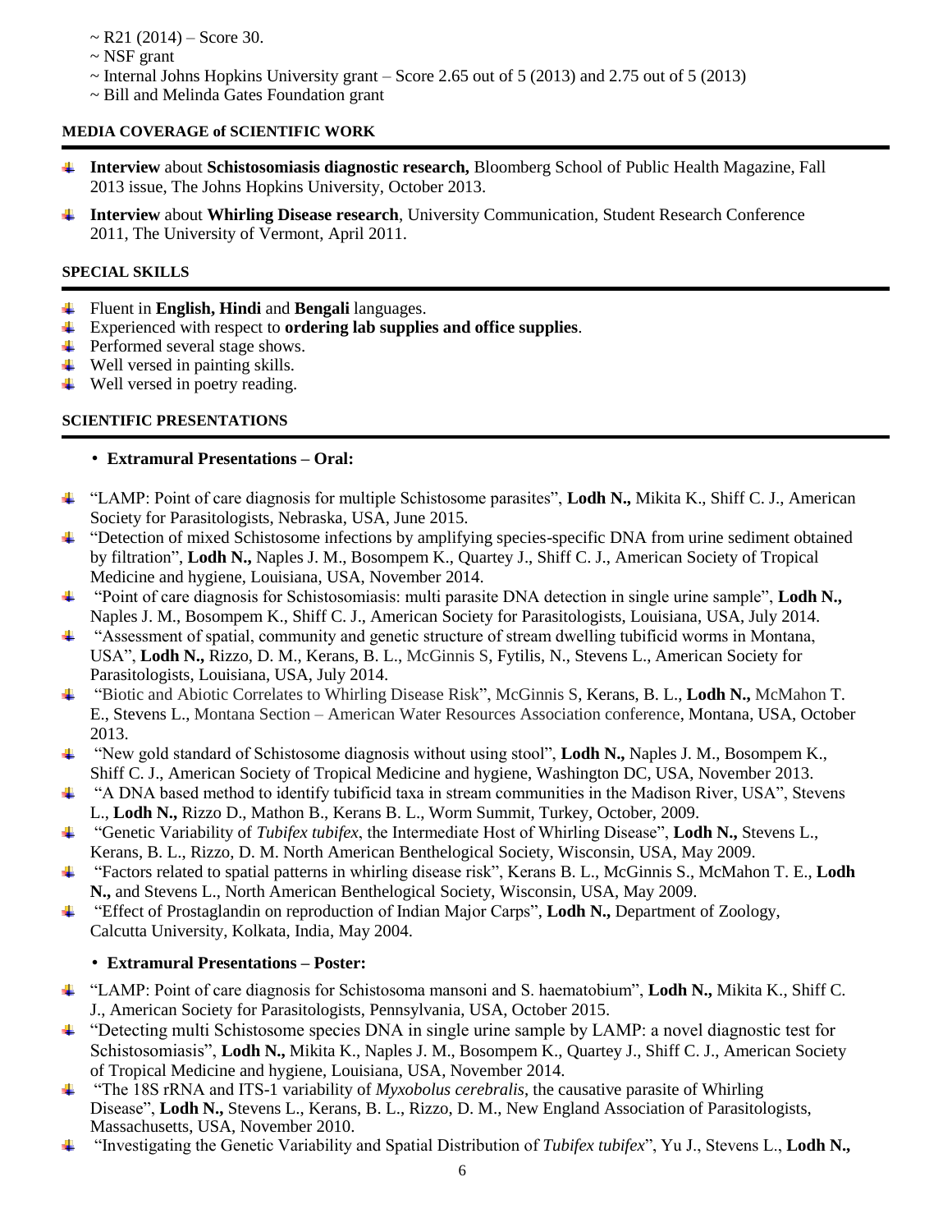~ R21 (2014) – Score 30.

~ NSF grant

~ Internal Johns Hopkins University grant – Score 2.65 out of 5 (2013) and 2.75 out of 5 (2013)

~ Bill and Melinda Gates Foundation grant

## MEDIA COVERAGE of SCIENTIFIC WORK

- **Interview** about **Schistosomiasis diagnostic research,** Bloomberg School of Public Health Magazine, Fall 2013 issue, The Johns Hopkins University, October 2013.
- **Interview** about **Whirling Disease research**, University Communication, Student Research Conference 2011, The University of Vermont, April 2011.

## SPECIAL SKILLS

- Fluent in **English, Hindi** and **Bengali** languages.
- Experienced with respect to **ordering lab supplies and office supplies**.
- Performed several stage shows.
- Well versed in painting skills.
- Well versed in poetry reading.

## SCIENTIFIC PRESENTATIONS

- **Extramural Presentations – Oral:**

- "LAMP: Point of care diagnosis for multiple Schistosome parasites", **Lodh N.,** Mikita K., Shiff C. J., American Society for Parasitologists, Nebraska, USA, June 2015.
- "Detection of mixed Schistosome infections by amplifying species-specific DNA from urine sediment obtained by filtration", **Lodh N.,** Naples J. M., Bosompem K., Quartey J., Shiff C. J., American Society of Tropical Medicine and hygiene, Louisiana, USA, November 2014.
- "Point of care diagnosis for Schistosomiasis: multi parasite DNA detection in single urine sample", **Lodh N.,** Naples J. M., Bosompem K., Shiff C. J., American Society for Parasitologists, Louisiana, USA, July 2014.
- "Assessment of spatial, community and genetic structure of stream dwelling tubificid worms in Montana, USA", **Lodh N.,** Rizzo, D. M., Kerans, B. L., McGinnis S, Fytilis, N., Stevens L., American Society for Parasitologists, Louisiana, USA, July 2014.
- "Biotic and Abiotic Correlates to Whirling Disease Risk", McGinnis S, Kerans, B. L., **Lodh N.,** McMahon T. E., Stevens L., Montana Section – American Water Resources Association conference, Montana, USA, October 2013.
- "New gold standard of Schistosome diagnosis without using stool", **Lodh N.,** Naples J. M., Bosompem K., Shiff C. J., American Society of Tropical Medicine and hygiene, Washington DC, USA, November 2013.
- "A DNA based method to identify tubificid taxa in stream communities in the Madison River, USA", Stevens L., **Lodh N.,** Rizzo D., Mathon B., Kerans B. L., Worm Summit, Turkey, October, 2009.
- "Genetic Variability of *Tubifex tubifex*, the Intermediate Host of Whirling Disease", **Lodh N.,** Stevens L., Kerans, B. L., Rizzo, D. M. North American Benthelogical Society, Wisconsin, USA, May 2009.
- "Factors related to spatial patterns in whirling disease risk", Kerans B. L., McGinnis S., McMahon T. E., **Lodh N.,** and Stevens L., North American Benthelogical Society, Wisconsin, USA, May 2009.
- "Effect of Prostaglandin on reproduction of Indian Major Carps", **Lodh N.,** Department of Zoology, Calcutta University, Kolkata, India, May 2004.

- **Extramural Presentations – Poster:**

- "LAMP: Point of care diagnosis for Schistosoma mansoni and S. haematobium", **Lodh N.,** Mikita K., Shiff C. J., American Society for Parasitologists, Pennsylvania, USA, October 2015.
- "Detecting multi Schistosome species DNA in single urine sample by LAMP: a novel diagnostic test for Schistosomiasis", **Lodh N.,** Mikita K., Naples J. M., Bosompem K., Quartey J., Shiff C. J., American Society of Tropical Medicine and hygiene, Louisiana, USA, November 2014.
- "The 18S rRNA and ITS-1 variability of *Myxobolus cerebralis*, the causative parasite of Whirling Disease", **Lodh N.,** Stevens L., Kerans, B. L., Rizzo, D. M., New England Association of Parasitologists, Massachusetts, USA, November 2010.
- "Investigating the Genetic Variability and Spatial Distribution of *Tubifex tubifex*", Yu J., Stevens L., **Lodh N.,**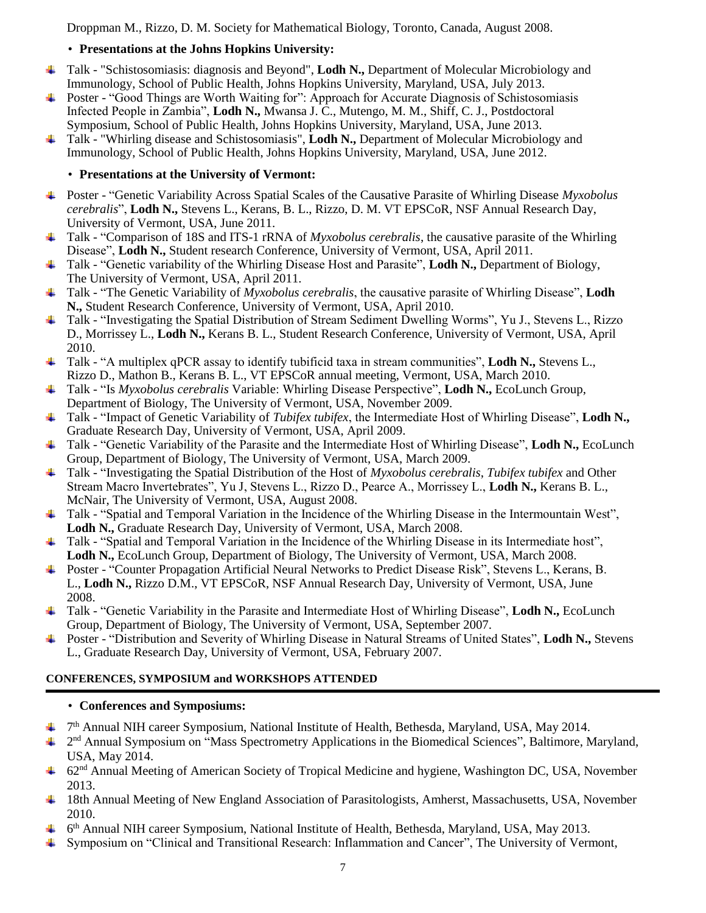Droppman M., Rizzo, D. M. Society for Mathematical Biology, Toronto, Canada, August 2008.

- **Presentations at the Johns Hopkins University:**

- Talk - "Schistosomiasis: diagnosis and Beyond", **Lodh N.,** Department of Molecular Microbiology and Immunology, School of Public Health, Johns Hopkins University, Maryland, USA, July 2013.
- Poster - "Good Things are Worth Waiting for": Approach for Accurate Diagnosis of Schistosomiasis Infected People in Zambia", **Lodh N.,** Mwansa J. C., Mutengo, M. M., Shiff, C. J., Postdoctoral Symposium, School of Public Health, Johns Hopkins University, Maryland, USA, June 2013.
- Talk - "Whirling disease and Schistosomiasis", **Lodh N.,** Department of Molecular Microbiology and Immunology, School of Public Health, Johns Hopkins University, Maryland, USA, June 2012.

- **Presentations at the University of Vermont:**

- Poster - "Genetic Variability Across Spatial Scales of the Causative Parasite of Whirling Disease *Myxobolus cerebralis*", **Lodh N.,** Stevens L., Kerans, B. L., Rizzo, D. M. VT EPSCoR, NSF Annual Research Day, University of Vermont, USA, June 2011.
- Talk - "Comparison of 18S and ITS-1 rRNA of *Myxobolus cerebralis*, the causative parasite of the Whirling Disease", **Lodh N.,** Student research Conference, University of Vermont, USA, April 2011.
- Talk - "Genetic variability of the Whirling Disease Host and Parasite", **Lodh N.,** Department of Biology, The University of Vermont, USA, April 2011.
- Talk - "The Genetic Variability of *Myxobolus cerebralis*, the causative parasite of Whirling Disease", **Lodh N.,** Student Research Conference, University of Vermont, USA, April 2010.
- Talk - "Investigating the Spatial Distribution of Stream Sediment Dwelling Worms", Yu J., Stevens L., Rizzo D., Morrissey L., **Lodh N.,** Kerans B. L., Student Research Conference, University of Vermont, USA, April 2010.
- Talk - "A multiplex qPCR assay to identify tubificid taxa in stream communities", **Lodh N.,** Stevens L., Rizzo D., Mathon B., Kerans B. L., VT EPSCoR annual meeting, Vermont, USA, March 2010.
- Talk - "Is *Myxobolus cerebralis* Variable: Whirling Disease Perspective", **Lodh N.,** EcoLunch Group, Department of Biology, The University of Vermont, USA, November 2009.
- Talk - "Impact of Genetic Variability of *Tubifex tubifex*, the Intermediate Host of Whirling Disease", **Lodh N.,** Graduate Research Day, University of Vermont, USA, April 2009.
- Talk - "Genetic Variability of the Parasite and the Intermediate Host of Whirling Disease", **Lodh N.,** EcoLunch Group, Department of Biology, The University of Vermont, USA, March 2009.
- Talk - "Investigating the Spatial Distribution of the Host of *Myxobolus cerebralis*, *Tubifex tubifex* and Other Stream Macro Invertebrates", Yu J, Stevens L., Rizzo D., Pearce A., Morrissey L., **Lodh N.,** Kerans B. L., McNair, The University of Vermont, USA, August 2008.
- Talk - "Spatial and Temporal Variation in the Incidence of the Whirling Disease in the Intermountain West", **Lodh N.,** Graduate Research Day, University of Vermont, USA, March 2008.
- Talk - "Spatial and Temporal Variation in the Incidence of the Whirling Disease in its Intermediate host", **Lodh N.,** EcoLunch Group, Department of Biology, The University of Vermont, USA, March 2008.
- Poster - "Counter Propagation Artificial Neural Networks to Predict Disease Risk", Stevens L., Kerans, B. L., **Lodh N.,** Rizzo D.M., VT EPSCoR, NSF Annual Research Day, University of Vermont, USA, June 2008.
- Talk - "Genetic Variability in the Parasite and Intermediate Host of Whirling Disease", **Lodh N.,** EcoLunch Group, Department of Biology, The University of Vermont, USA, September 2007.
- Poster - "Distribution and Severity of Whirling Disease in Natural Streams of United States", **Lodh N.,** Stevens L., Graduate Research Day, University of Vermont, USA, February 2007.

## CONFERENCES, SYMPOSIUM and WORKSHOPS ATTENDED

- **Conferences and Symposiums:**

- 7th Annual NIH career Symposium, National Institute of Health, Bethesda, Maryland, USA, May 2014.
- 2nd Annual Symposium on "Mass Spectrometry Applications in the Biomedical Sciences", Baltimore, Maryland, USA, May 2014.
- 62nd Annual Meeting of American Society of Tropical Medicine and hygiene, Washington DC, USA, November 2013.
- 18th Annual Meeting of New England Association of Parasitologists, Amherst, Massachusetts, USA, November 2010.
- 6th Annual NIH career Symposium, National Institute of Health, Bethesda, Maryland, USA, May 2013.
- Symposium on "Clinical and Transitional Research: Inflammation and Cancer", The University of Vermont,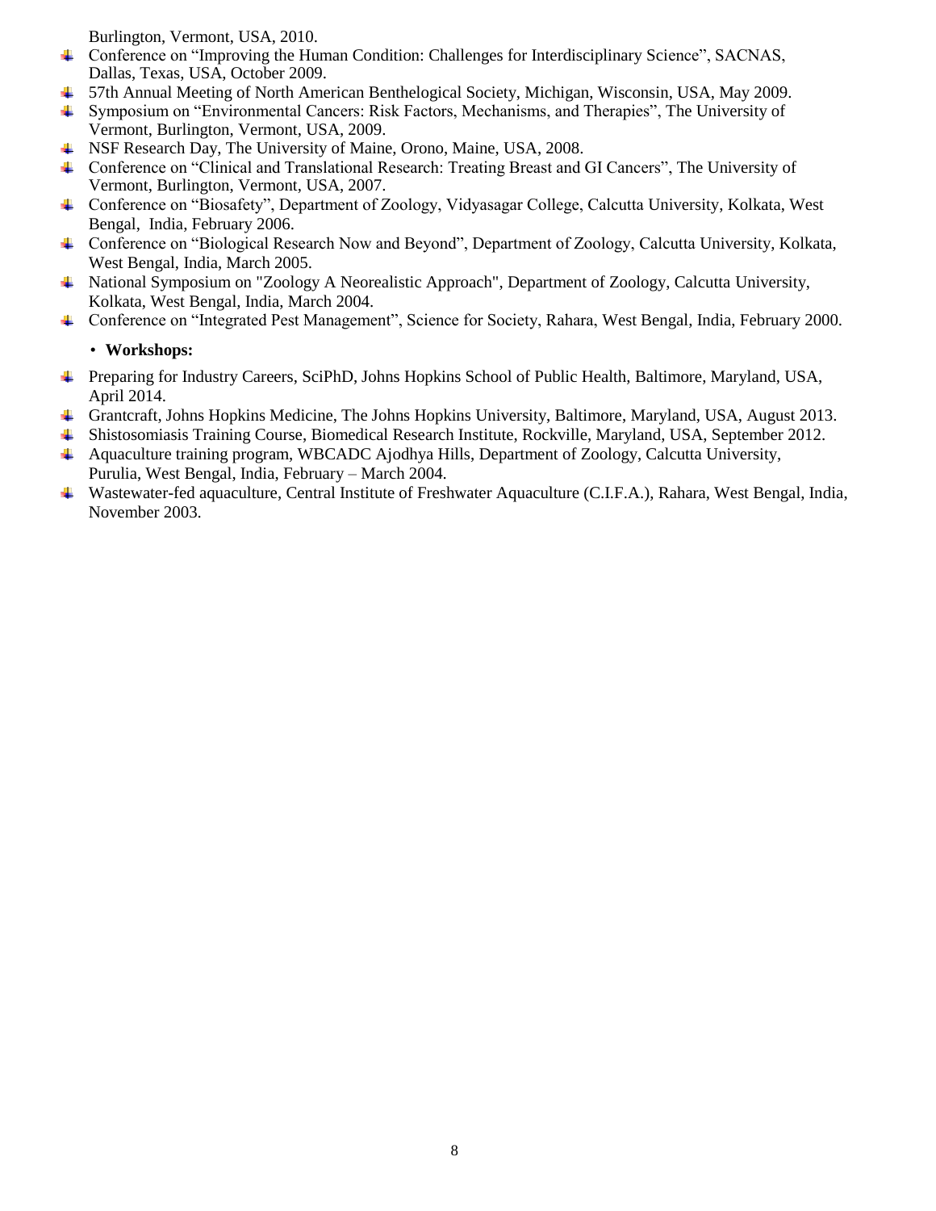Burlington, Vermont, USA, 2010.

- Conference on “Improving the Human Condition: Challenges for Interdisciplinary Science”, SACNAS, Dallas, Texas, USA, October 2009.
- 57th Annual Meeting of North American Benthelogical Society, Michigan, Wisconsin, USA, May 2009.
- Symposium on “Environmental Cancers: Risk Factors, Mechanisms, and Therapies”, The University of Vermont, Burlington, Vermont, USA, 2009.
- NSF Research Day, The University of Maine, Orono, Maine, USA, 2008.
- Conference on “Clinical and Translational Research: Treating Breast and GI Cancers”, The University of Vermont, Burlington, Vermont, USA, 2007.
- Conference on “Biosafety”, Department of Zoology, Vidyasagar College, Calcutta University, Kolkata, West Bengal, India, February 2006.
- Conference on “Biological Research Now and Beyond”, Department of Zoology, Calcutta University, Kolkata, West Bengal, India, March 2005.
- National Symposium on "Zoology A Neorealistic Approach", Department of Zoology, Calcutta University, Kolkata, West Bengal, India, March 2004.
- Conference on “Integrated Pest Management”, Science for Society, Rahara, West Bengal, India, February 2000.

- **Workshops:**

- Preparing for Industry Careers, SciPhD, Johns Hopkins School of Public Health, Baltimore, Maryland, USA, April 2014.
- Grantcraft, Johns Hopkins Medicine, The Johns Hopkins University, Baltimore, Maryland, USA, August 2013.
- Shistosomiasis Training Course, Biomedical Research Institute, Rockville, Maryland, USA, September 2012.
- Aquaculture training program, WBCADC Ajodhya Hills, Department of Zoology, Calcutta University, Purulia, West Bengal, India, February – March 2004.
- Wastewater-fed aquaculture, Central Institute of Freshwater Aquaculture (C.I.F.A.), Rahara, West Bengal, India, November 2003.